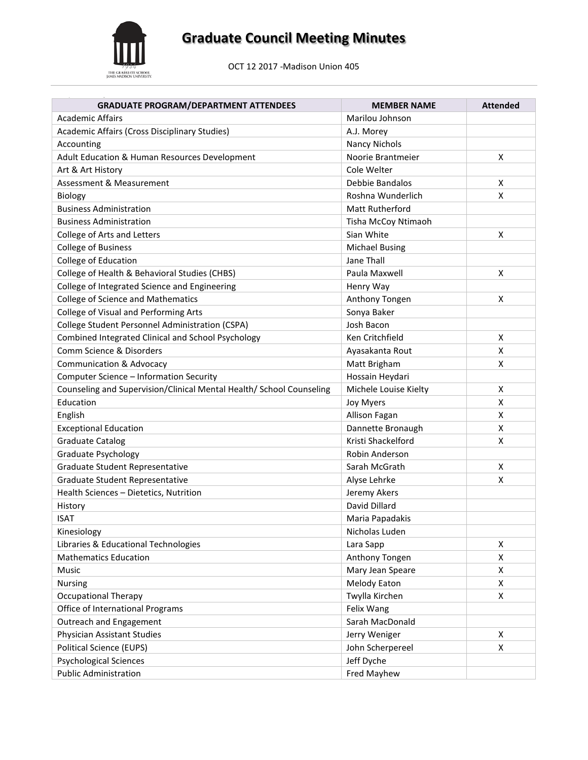# Graduate Council Meeting Minutes

OCT 12 2017 -Madison Union 405

| GRADUATE PROGRAM/DEPARTMENT ATTENDEES | MEMBER NAME | Attended |
|---|---|---|
| Academic Affairs | Marilou Johnson | |
| Academic Affairs (Cross Disciplinary Studies) | A.J. Morey | |
| Accounting | Nancy Nichols | |
| Adult Education & Human Resources Development | Noorie Brantmeier | X |
| Art & Art History | Cole Welter | |
| Assessment & Measurement | Debbie Bandalos | X |
| Biology | Roshna Wunderlich | X |
| Business Administration | Matt Rutherford | |
| Business Administration | Tisha McCoy Ntimaoh | |
| College of Arts and Letters | Sian White | X |
| College of Business | Michael Busing | |
| College of Education | Jane Thall | |
| College of Health & Behavioral Studies (CHBS) | Paula Maxwell | X |
| College of Integrated Science and Engineering | Henry Way | |
| College of Science and Mathematics | Anthony Tongen | X |
| College of Visual and Performing Arts | Sonya Baker | |
| College Student Personnel Administration (CSPA) | Josh Bacon | |
| Combined Integrated Clinical and School Psychology | Ken Critchfield | X |
| Comm Science & Disorders | Ayasakanta Rout | X |
| Communication & Advocacy | Matt Brigham | X |
| Computer Science – Information Security | Hossain Heydari | |
| Counseling and Supervision/Clinical Mental Health/ School Counseling | Michele Louise Kielty | X |
| Education | Joy Myers | X |
| English | Allison Fagan | X |
| Exceptional Education | Dannette Bronaugh | X |
| Graduate Catalog | Kristi Shackelford | X |
| Graduate Psychology | Robin Anderson | |
| Graduate Student Representative | Sarah McGrath | X |
| Graduate Student Representative | Alyse Lehrke | X |
| Health Sciences – Dietetics, Nutrition | Jeremy Akers | |
| History | David Dillard | |
| ISAT | Maria Papadakis | |
| Kinesiology | Nicholas Luden | |
| Libraries & Educational Technologies | Lara Sapp | X |
| Mathematics Education | Anthony Tongen | X |
| Music | Mary Jean Speare | X |
| Nursing | Melody Eaton | X |
| Occupational Therapy | Twylla Kirchen | X |
| Office of International Programs | Felix Wang | |
| Outreach and Engagement | Sarah MacDonald | |
| Physician Assistant Studies | Jerry Weniger | X |
| Political Science (EUPS) | John Scherpereel | X |
| Psychological Sciences | Jeff Dyche | |
| Public Administration | Fred Mayhew | |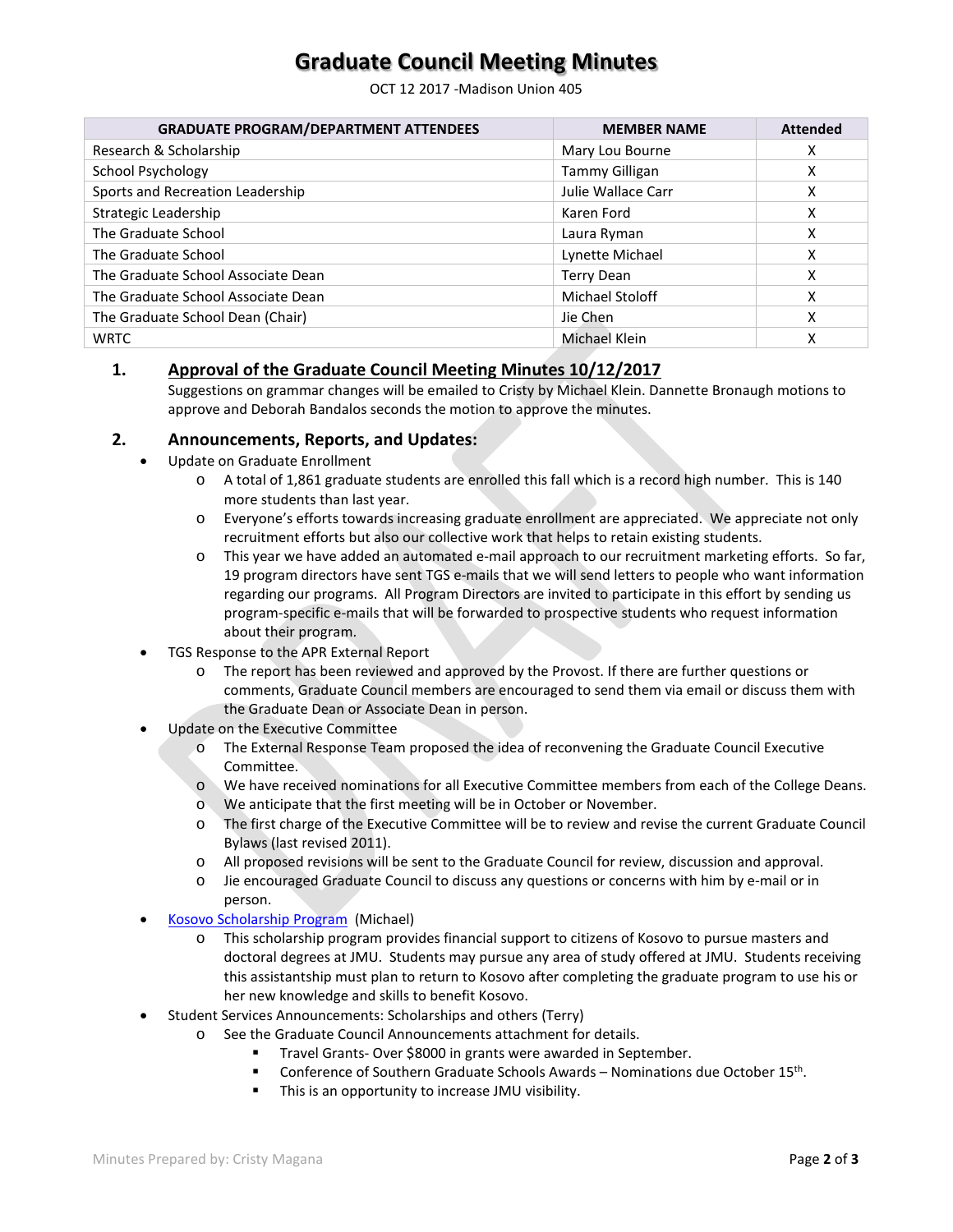# Graduate Council Meeting Minutes

OCT 12 2017 -Madison Union 405

| GRADUATE PROGRAM/DEPARTMENT ATTENDEES | MEMBER NAME | Attended |
|---|---|---|
| Research & Scholarship | Mary Lou Bourne | X |
| School Psychology | Tammy Gilligan | X |
| Sports and Recreation Leadership | Julie Wallace Carr | X |
| Strategic Leadership | Karen Ford | X |
| The Graduate School | Laura Ryman | X |
| The Graduate School | Lynette Michael | X |
| The Graduate School Associate Dean | Terry Dean | X |
| The Graduate School Associate Dean | Michael Stoloff | X |
| The Graduate School Dean (Chair) | Jie Chen | X |
| WRTC | Michael Klein | X |

## 1. Approval of the Graduate Council Meeting Minutes 10/12/2017

Suggestions on grammar changes will be emailed to Cristy by Michael Klein. Dannette Bronaugh motions to approve and Deborah Bandalos seconds the motion to approve the minutes.

## 2. Announcements, Reports, and Updates:

- Update on Graduate Enrollment
  - A total of 1,861 graduate students are enrolled this fall which is a record high number. This is 140 more students than last year.
  - Everyone's efforts towards increasing graduate enrollment are appreciated. We appreciate not only recruitment efforts but also our collective work that helps to retain existing students.
  - This year we have added an automated e-mail approach to our recruitment marketing efforts. So far, 19 program directors have sent TGS e-mails that we will send letters to people who want information regarding our programs. All Program Directors are invited to participate in this effort by sending us program-specific e-mails that will be forwarded to prospective students who request information about their program.
- TGS Response to the APR External Report
  - The report has been reviewed and approved by the Provost. If there are further questions or comments, Graduate Council members are encouraged to send them via email or discuss them with the Graduate Dean or Associate Dean in person.
- Update on the Executive Committee
  - The External Response Team proposed the idea of reconvening the Graduate Council Executive Committee.
  - We have received nominations for all Executive Committee members from each of the College Deans.
  - We anticipate that the first meeting will be in October or November.
  - The first charge of the Executive Committee will be to review and revise the current Graduate Council Bylaws (last revised 2011).
  - All proposed revisions will be sent to the Graduate Council for review, discussion and approval.
  - Jie encouraged Graduate Council to discuss any questions or concerns with him by e-mail or in person.
- Kosovo Scholarship Program (Michael)
  - This scholarship program provides financial support to citizens of Kosovo to pursue masters and doctoral degrees at JMU. Students may pursue any area of study offered at JMU. Students receiving this assistantship must plan to return to Kosovo after completing the graduate program to use his or her new knowledge and skills to benefit Kosovo.
- Student Services Announcements: Scholarships and others (Terry)
  - See the Graduate Council Announcements attachment for details.
    - Travel Grants- Over $8000 in grants were awarded in September.
    - Conference of Southern Graduate Schools Awards – Nominations due October 15th.
    - This is an opportunity to increase JMU visibility.

Minutes Prepared by: Cristy Magana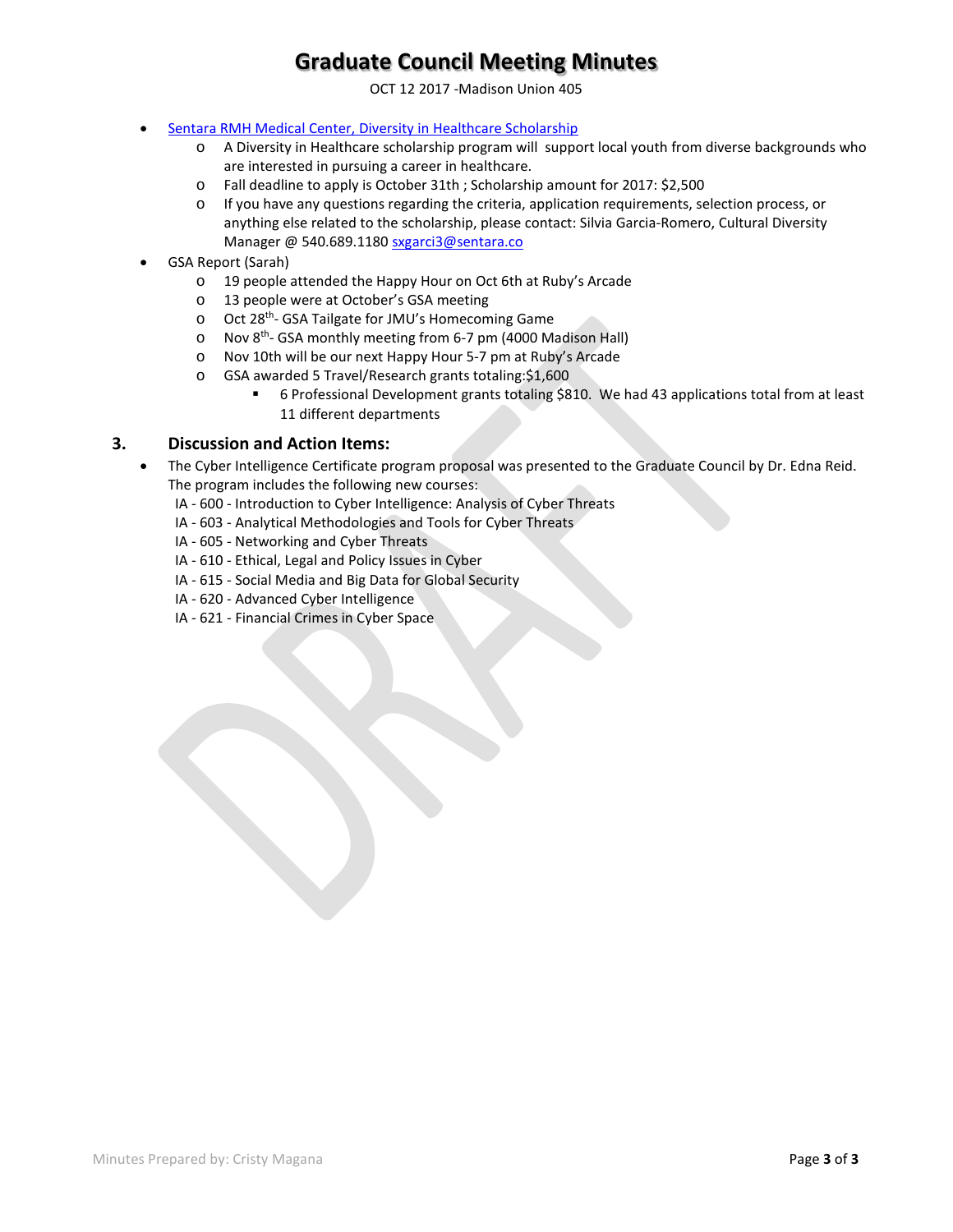# Graduate Council Meeting Minutes

OCT 12 2017 -Madison Union 405

- Sentara RMH Medical Center, Diversity in Healthcare Scholarship
  - A Diversity in Healthcare scholarship program will support local youth from diverse backgrounds who are interested in pursuing a career in healthcare.
  - Fall deadline to apply is October 31th ; Scholarship amount for 2017: $2,500
  - If you have any questions regarding the criteria, application requirements, selection process, or anything else related to the scholarship, please contact: Silvia Garcia-Romero, Cultural Diversity Manager @ 540.689.1180 sxgarci3@sentara.co
- GSA Report (Sarah)
  - 19 people attended the Happy Hour on Oct 6th at Ruby's Arcade
  - 13 people were at October's GSA meeting
  - Oct 28th- GSA Tailgate for JMU's Homecoming Game
  - Nov 8th- GSA monthly meeting from 6-7 pm (4000 Madison Hall)
  - Nov 10th will be our next Happy Hour 5-7 pm at Ruby's Arcade
  - GSA awarded 5 Travel/Research grants totaling:$1,600
    - 6 Professional Development grants totaling $810. We had 43 applications total from at least 11 different departments

## 3. Discussion and Action Items:

- The Cyber Intelligence Certificate program proposal was presented to the Graduate Council by Dr. Edna Reid. The program includes the following new courses:

  IA - 600 - Introduction to Cyber Intelligence: Analysis of Cyber Threats
  IA - 603 - Analytical Methodologies and Tools for Cyber Threats
  IA - 605 - Networking and Cyber Threats
  IA - 610 - Ethical, Legal and Policy Issues in Cyber
  IA - 615 - Social Media and Big Data for Global Security
  IA - 620 - Advanced Cyber Intelligence
  IA - 621 - Financial Crimes in Cyber Space